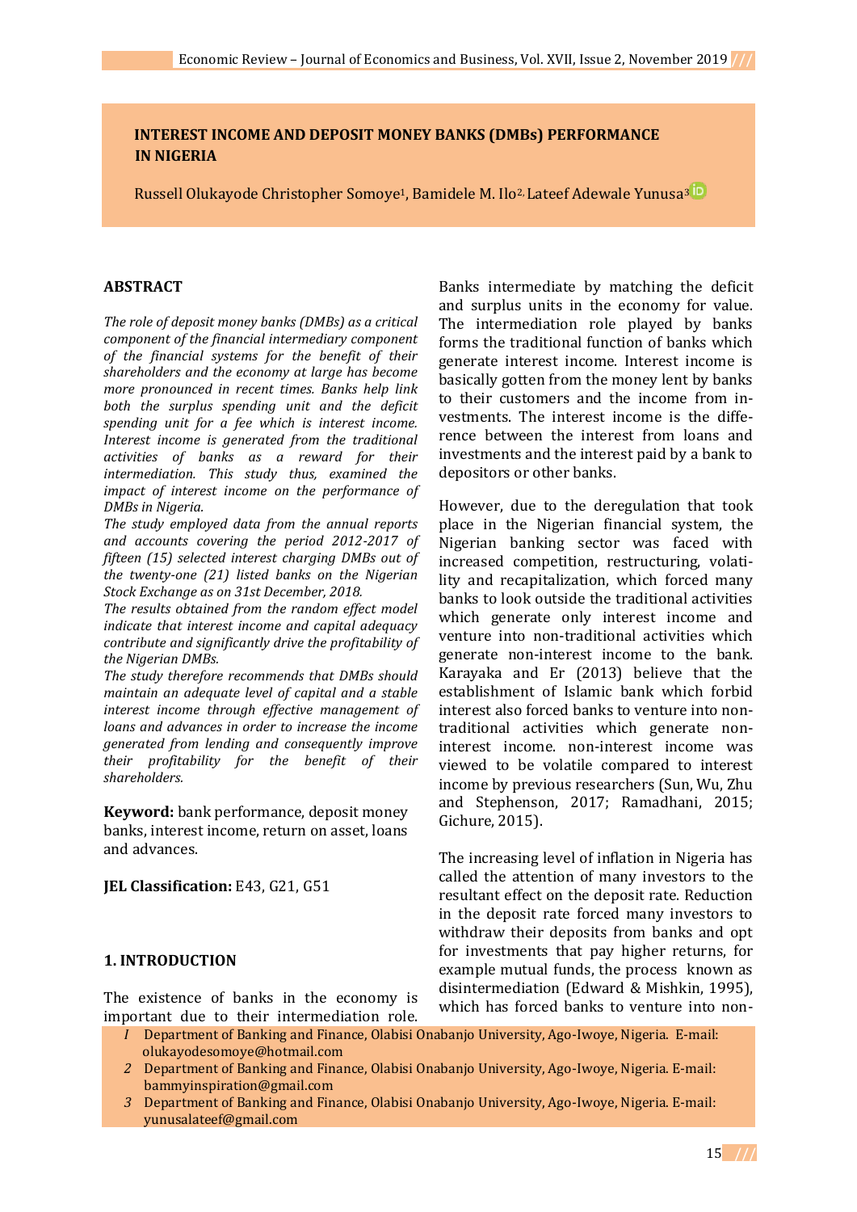# INTEREST INCOME AND DEPOSIT MONEY BANKS (DMBs) PERFORMANCE IN NIGERIA

Russell Olukayode Christopher Somoye[1], Bamidele M. Ilo[2], Lateef Adewale Yunusa[3]

## ABSTRACT

*The role of deposit money banks (DMBs) as a critical component of the financial intermediary component of the financial systems for the benefit of their shareholders and the economy at large has become more pronounced in recent times. Banks help link both the surplus spending unit and the deficit spending unit for a fee which is interest income. Interest income is generated from the traditional activities of banks as a reward for their intermediation. This study thus, examined the impact of interest income on the performance of DMBs in Nigeria.*

*The study employed data from the annual reports and accounts covering the period 2012-2017 of fifteen (15) selected interest charging DMBs out of the twenty-one (21) listed banks on the Nigerian Stock Exchange as on 31st December, 2018.*

*The results obtained from the random effect model indicate that interest income and capital adequacy contribute and significantly drive the profitability of the Nigerian DMBs.*

*The study therefore recommends that DMBs should maintain an adequate level of capital and a stable interest income through effective management of loans and advances in order to increase the income generated from lending and consequently improve their profitability for the benefit of their shareholders.*

**Keyword:** bank performance, deposit money banks, interest income, return on asset, loans and advances.

**JEL Classification:** E43, G21, G51

## 1. INTRODUCTION

The existence of banks in the economy is important due to their intermediation role. Banks intermediate by matching the deficit and surplus units in the economy for value. The intermediation role played by banks forms the traditional function of banks which generate interest income. Interest income is basically gotten from the money lent by banks to their customers and the income from investments. The interest income is the difference between the interest from loans and investments and the interest paid by a bank to depositors or other banks.

However, due to the deregulation that took place in the Nigerian financial system, the Nigerian banking sector was faced with increased competition, restructuring, volatility and recapitalization, which forced many banks to look outside the traditional activities which generate only interest income and venture into non-traditional activities which generate non-interest income to the bank. Karayaka and Er (2013) believe that the establishment of Islamic bank which forbid interest also forced banks to venture into non-traditional activities which generate non-interest income. non-interest income was viewed to be volatile compared to interest income by previous researchers (Sun, Wu, Zhu and Stephenson, 2017; Ramadhani, 2015; Gichure, 2015).

The increasing level of inflation in Nigeria has called the attention of many investors to the resultant effect on the deposit rate. Reduction in the deposit rate forced many investors to withdraw their deposits from banks and opt for investments that pay higher returns, for example mutual funds, the process known as disintermediation (Edward & Mishkin, 1995), which has forced banks to venture into non-

1 Department of Banking and Finance, Olabisi Onabanjo University, Ago-Iwoye, Nigeria. E-mail: olukayodesomoye@hotmail.com

2 Department of Banking and Finance, Olabisi Onabanjo University, Ago-Iwoye, Nigeria. E-mail: bammyinspiration@gmail.com

3 Department of Banking and Finance, Olabisi Onabanjo University, Ago-Iwoye, Nigeria. E-mail: yunusalateef@gmail.com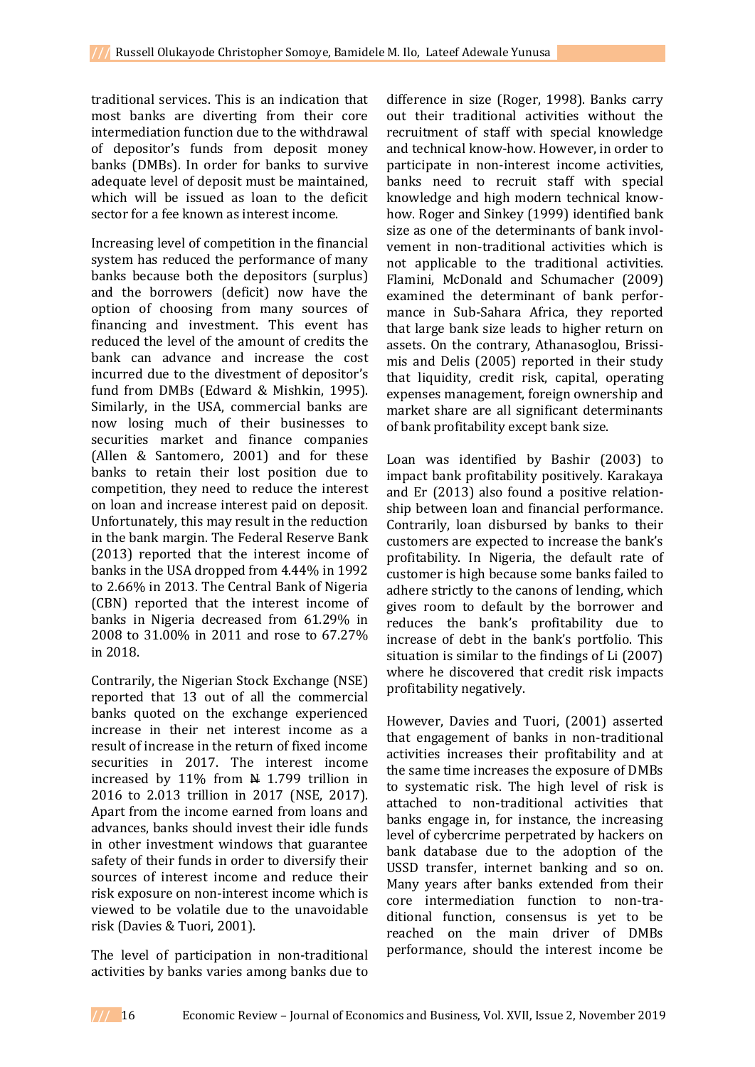traditional services. This is an indication that most banks are diverting from their core intermediation function due to the withdrawal of depositor's funds from deposit money banks (DMBs). In order for banks to survive adequate level of deposit must be maintained, which will be issued as loan to the deficit sector for a fee known as interest income.

Increasing level of competition in the financial system has reduced the performance of many banks because both the depositors (surplus) and the borrowers (deficit) now have the option of choosing from many sources of financing and investment. This event has reduced the level of the amount of credits the bank can advance and increase the cost incurred due to the divestment of depositor's fund from DMBs (Edward & Mishkin, 1995). Similarly, in the USA, commercial banks are now losing much of their businesses to securities market and finance companies (Allen & Santomero, 2001) and for these banks to retain their lost position due to competition, they need to reduce the interest on loan and increase interest paid on deposit. Unfortunately, this may result in the reduction in the bank margin. The Federal Reserve Bank (2013) reported that the interest income of banks in the USA dropped from 4.44% in 1992 to 2.66% in 2013. The Central Bank of Nigeria (CBN) reported that the interest income of banks in Nigeria decreased from 61.29% in 2008 to 31.00% in 2011 and rose to 67.27% in 2018.

Contrarily, the Nigerian Stock Exchange (NSE) reported that 13 out of all the commercial banks quoted on the exchange experienced increase in their net interest income as a result of increase in the return of fixed income securities in 2017. The interest income increased by 11% from ₦ 1.799 trillion in 2016 to 2.013 trillion in 2017 (NSE, 2017). Apart from the income earned from loans and advances, banks should invest their idle funds in other investment windows that guarantee safety of their funds in order to diversify their sources of interest income and reduce their risk exposure on non-interest income which is viewed to be volatile due to the unavoidable risk (Davies & Tuori, 2001).

The level of participation in non-traditional activities by banks varies among banks due to difference in size (Roger, 1998). Banks carry out their traditional activities without the recruitment of staff with special knowledge and technical know-how. However, in order to participate in non-interest income activities, banks need to recruit staff with special knowledge and high modern technical know-how. Roger and Sinkey (1999) identified bank size as one of the determinants of bank involvement in non-traditional activities which is not applicable to the traditional activities. Flamini, McDonald and Schumacher (2009) examined the determinant of bank performance in Sub-Sahara Africa, they reported that large bank size leads to higher return on assets. On the contrary, Athanasoglou, Brissimis and Delis (2005) reported in their study that liquidity, credit risk, capital, operating expenses management, foreign ownership and market share are all significant determinants of bank profitability except bank size.

Loan was identified by Bashir (2003) to impact bank profitability positively. Karakaya and Er (2013) also found a positive relationship between loan and financial performance. Contrarily, loan disbursed by banks to their customers are expected to increase the bank's profitability. In Nigeria, the default rate of customer is high because some banks failed to adhere strictly to the canons of lending, which gives room to default by the borrower and reduces the bank's profitability due to increase of debt in the bank's portfolio. This situation is similar to the findings of Li (2007) where he discovered that credit risk impacts profitability negatively.

However, Davies and Tuori, (2001) asserted that engagement of banks in non-traditional activities increases their profitability and at the same time increases the exposure of DMBs to systematic risk. The high level of risk is attached to non-traditional activities that banks engage in, for instance, the increasing level of cybercrime perpetrated by hackers on bank database due to the adoption of the USSD transfer, internet banking and so on. Many years after banks extended from their core intermediation function to non-traditional function, consensus is yet to be reached on the main driver of DMBs performance, should the interest income be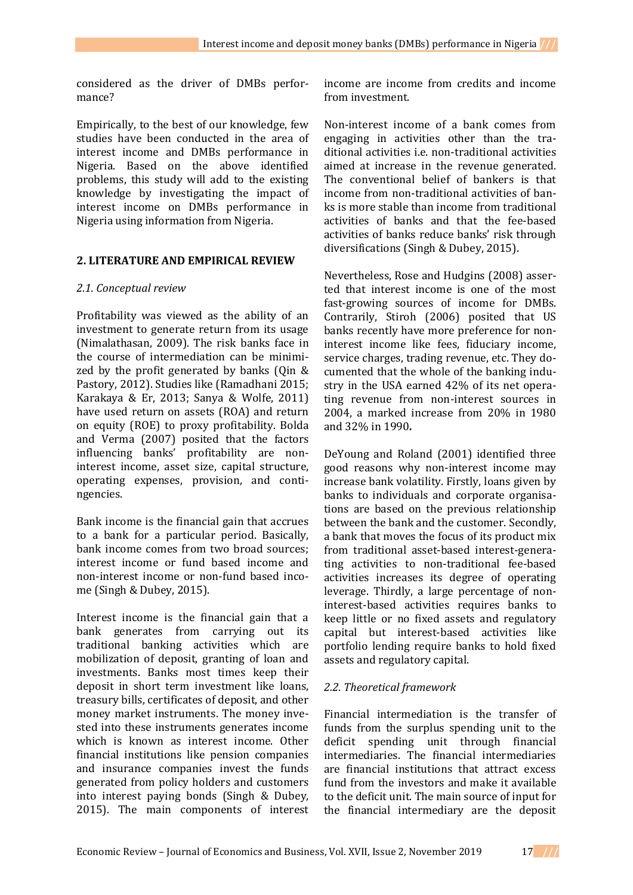considered as the driver of DMBs performance?

Empirically, to the best of our knowledge, few studies have been conducted in the area of interest income and DMBs performance in Nigeria. Based on the above identified problems, this study will add to the existing knowledge by investigating the impact of interest income on DMBs performance in Nigeria using information from Nigeria.

## 2. LITERATURE AND EMPIRICAL REVIEW

### *2.1. Conceptual review*

Profitability was viewed as the ability of an investment to generate return from its usage (Nimalathasan, 2009). The risk banks face in the course of intermediation can be minimized by the profit generated by banks (Qin & Pastory, 2012). Studies like (Ramadhani 2015; Karakaya & Er, 2013; Sanya & Wolfe, 2011) have used return on assets (ROA) and return on equity (ROE) to proxy profitability. Bolda and Verma (2007) posited that the factors influencing banks' profitability are non-interest income, asset size, capital structure, operating expenses, provision, and contingencies.

Bank income is the financial gain that accrues to a bank for a particular period. Basically, bank income comes from two broad sources; interest income or fund based income and non-interest income or non-fund based income (Singh & Dubey, 2015).

Interest income is the financial gain that a bank generates from carrying out its traditional banking activities which are mobilization of deposit, granting of loan and investments. Banks most times keep their deposit in short term investment like loans, treasury bills, certificates of deposit, and other money market instruments. The money invested into these instruments generates income which is known as interest income. Other financial institutions like pension companies and insurance companies invest the funds generated from policy holders and customers into interest paying bonds (Singh & Dubey, 2015). The main components of interest income are income from credits and income from investment.

Non-interest income of a bank comes from engaging in activities other than the traditional activities i.e. non-traditional activities aimed at increase in the revenue generated. The conventional belief of bankers is that income from non-traditional activities of banks is more stable than income from traditional activities of banks and that the fee-based activities of banks reduce banks' risk through diversifications (Singh & Dubey, 2015).

Nevertheless, Rose and Hudgins (2008) asserted that interest income is one of the most fast-growing sources of income for DMBs. Contrarily, Stiroh (2006) posited that US banks recently have more preference for non-interest income like fees, fiduciary income, service charges, trading revenue, etc. They documented that the whole of the banking industry in the USA earned 42% of its net operating revenue from non-interest sources in 2004, a marked increase from 20% in 1980 and 32% in 1990.

DeYoung and Roland (2001) identified three good reasons why non-interest income may increase bank volatility. Firstly, loans given by banks to individuals and corporate organisations are based on the previous relationship between the bank and the customer. Secondly, a bank that moves the focus of its product mix from traditional asset-based interest-generating activities to non-traditional fee-based activities increases its degree of operating leverage. Thirdly, a large percentage of non-interest-based activities requires banks to keep little or no fixed assets and regulatory capital but interest-based activities like portfolio lending require banks to hold fixed assets and regulatory capital.

### *2.2. Theoretical framework*

Financial intermediation is the transfer of funds from the surplus spending unit to the deficit spending unit through financial intermediaries. The financial intermediaries are financial institutions that attract excess fund from the investors and make it available to the deficit unit. The main source of input for the financial intermediary are the deposit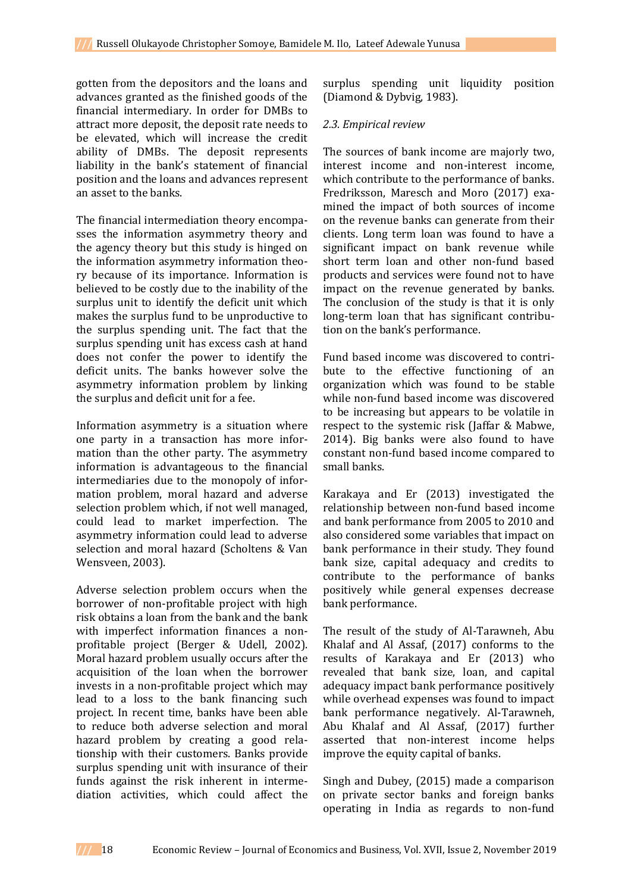gotten from the depositors and the loans and advances granted as the finished goods of the financial intermediary. In order for DMBs to attract more deposit, the deposit rate needs to be elevated, which will increase the credit ability of DMBs. The deposit represents liability in the bank's statement of financial position and the loans and advances represent an asset to the banks.

The financial intermediation theory encompasses the information asymmetry theory and the agency theory but this study is hinged on the information asymmetry information theory because of its importance. Information is believed to be costly due to the inability of the surplus unit to identify the deficit unit which makes the surplus fund to be unproductive to the surplus spending unit. The fact that the surplus spending unit has excess cash at hand does not confer the power to identify the deficit units. The banks however solve the asymmetry information problem by linking the surplus and deficit unit for a fee.

Information asymmetry is a situation where one party in a transaction has more information than the other party. The asymmetry information is advantageous to the financial intermediaries due to the monopoly of information problem, moral hazard and adverse selection problem which, if not well managed, could lead to market imperfection. The asymmetry information could lead to adverse selection and moral hazard (Scholtens & Van Wensveen, 2003).

Adverse selection problem occurs when the borrower of non-profitable project with high risk obtains a loan from the bank and the bank with imperfect information finances a non-profitable project (Berger & Udell, 2002). Moral hazard problem usually occurs after the acquisition of the loan when the borrower invests in a non-profitable project which may lead to a loss to the bank financing such project. In recent time, banks have been able to reduce both adverse selection and moral hazard problem by creating a good relationship with their customers. Banks provide surplus spending unit with insurance of their funds against the risk inherent in intermediation activities, which could affect the surplus spending unit liquidity position (Diamond & Dybvig, 1983).

### *2.3. Empirical review*

The sources of bank income are majorly two, interest income and non-interest income, which contribute to the performance of banks. Fredriksson, Maresch and Moro (2017) examined the impact of both sources of income on the revenue banks can generate from their clients. Long term loan was found to have a significant impact on bank revenue while short term loan and other non-fund based products and services were found not to have impact on the revenue generated by banks. The conclusion of the study is that it is only long-term loan that has significant contribution on the bank's performance.

Fund based income was discovered to contribute to the effective functioning of an organization which was found to be stable while non-fund based income was discovered to be increasing but appears to be volatile in respect to the systemic risk (Jaffar & Mabwe, 2014). Big banks were also found to have constant non-fund based income compared to small banks.

Karakaya and Er (2013) investigated the relationship between non-fund based income and bank performance from 2005 to 2010 and also considered some variables that impact on bank performance in their study. They found bank size, capital adequacy and credits to contribute to the performance of banks positively while general expenses decrease bank performance.

The result of the study of Al-Tarawneh, Abu Khalaf and Al Assaf, (2017) conforms to the results of Karakaya and Er (2013) who revealed that bank size, loan, and capital adequacy impact bank performance positively while overhead expenses was found to impact bank performance negatively. Al-Tarawneh, Abu Khalaf and Al Assaf, (2017) further asserted that non-interest income helps improve the equity capital of banks.

Singh and Dubey, (2015) made a comparison on private sector banks and foreign banks operating in India as regards to non-fund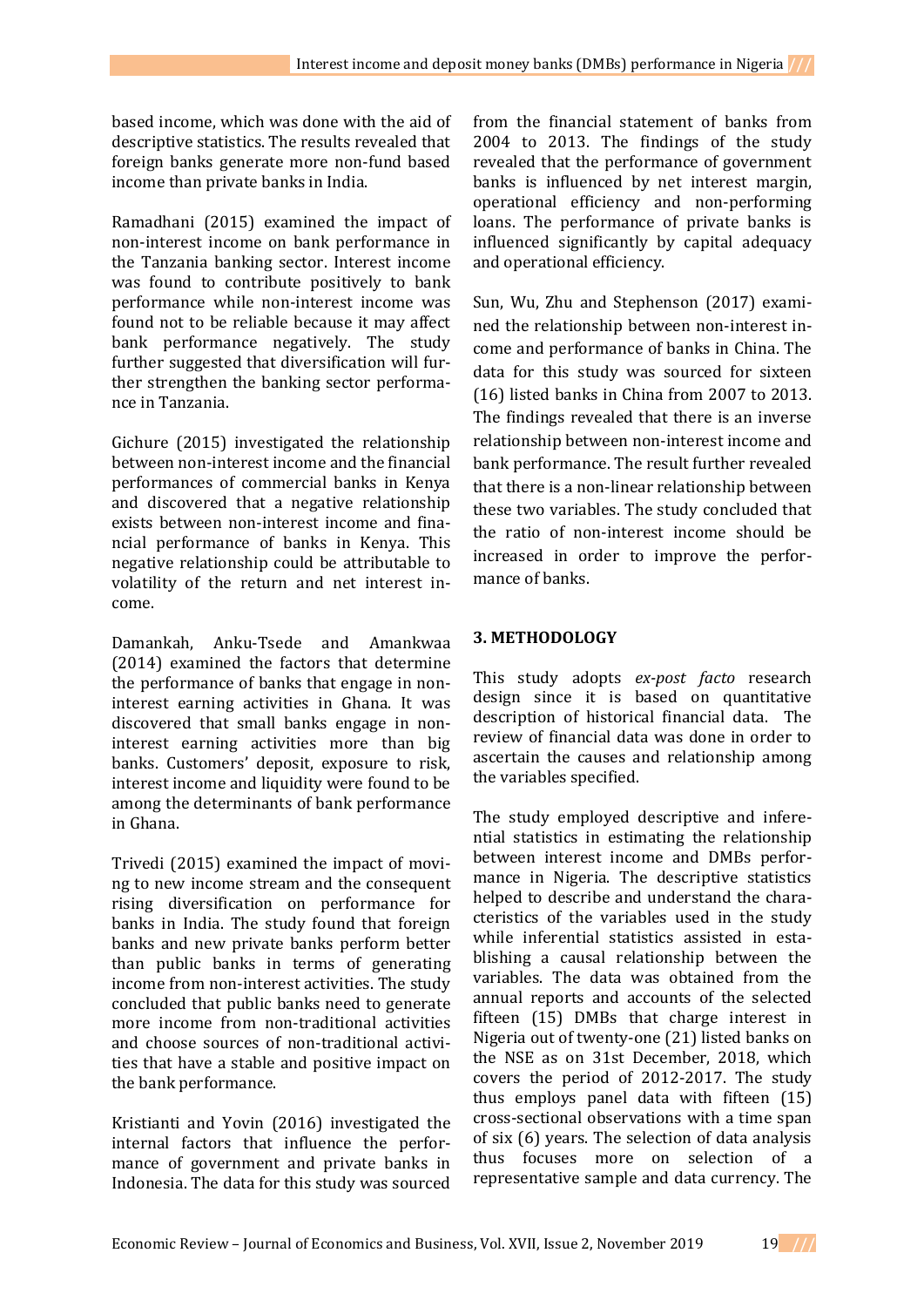based income, which was done with the aid of descriptive statistics. The results revealed that foreign banks generate more non-fund based income than private banks in India.

Ramadhani (2015) examined the impact of non-interest income on bank performance in the Tanzania banking sector. Interest income was found to contribute positively to bank performance while non-interest income was found not to be reliable because it may affect bank performance negatively. The study further suggested that diversification will further strengthen the banking sector performance in Tanzania.

Gichure (2015) investigated the relationship between non-interest income and the financial performances of commercial banks in Kenya and discovered that a negative relationship exists between non-interest income and financial performance of banks in Kenya. This negative relationship could be attributable to volatility of the return and net interest income.

Damankah, Anku-Tsede and Amankwaa (2014) examined the factors that determine the performance of banks that engage in non-interest earning activities in Ghana. It was discovered that small banks engage in non-interest earning activities more than big banks. Customers' deposit, exposure to risk, interest income and liquidity were found to be among the determinants of bank performance in Ghana.

Trivedi (2015) examined the impact of moving to new income stream and the consequent rising diversification on performance for banks in India. The study found that foreign banks and new private banks perform better than public banks in terms of generating income from non-interest activities. The study concluded that public banks need to generate more income from non-traditional activities and choose sources of non-traditional activities that have a stable and positive impact on the bank performance.

Kristianti and Yovin (2016) investigated the internal factors that influence the performance of government and private banks in Indonesia. The data for this study was sourced from the financial statement of banks from 2004 to 2013. The findings of the study revealed that the performance of government banks is influenced by net interest margin, operational efficiency and non-performing loans. The performance of private banks is influenced significantly by capital adequacy and operational efficiency.

Sun, Wu, Zhu and Stephenson (2017) examined the relationship between non-interest income and performance of banks in China. The data for this study was sourced for sixteen (16) listed banks in China from 2007 to 2013. The findings revealed that there is an inverse relationship between non-interest income and bank performance. The result further revealed that there is a non-linear relationship between these two variables. The study concluded that the ratio of non-interest income should be increased in order to improve the performance of banks.

## 3. METHODOLOGY

This study adopts *ex-post facto* research design since it is based on quantitative description of historical financial data. The review of financial data was done in order to ascertain the causes and relationship among the variables specified.

The study employed descriptive and inferential statistics in estimating the relationship between interest income and DMBs performance in Nigeria. The descriptive statistics helped to describe and understand the characteristics of the variables used in the study while inferential statistics assisted in establishing a causal relationship between the variables. The data was obtained from the annual reports and accounts of the selected fifteen (15) DMBs that charge interest in Nigeria out of twenty-one (21) listed banks on the NSE as on 31st December, 2018, which covers the period of 2012-2017. The study thus employs panel data with fifteen (15) cross-sectional observations with a time span of six (6) years. The selection of data analysis thus focuses more on selection of a representative sample and data currency. The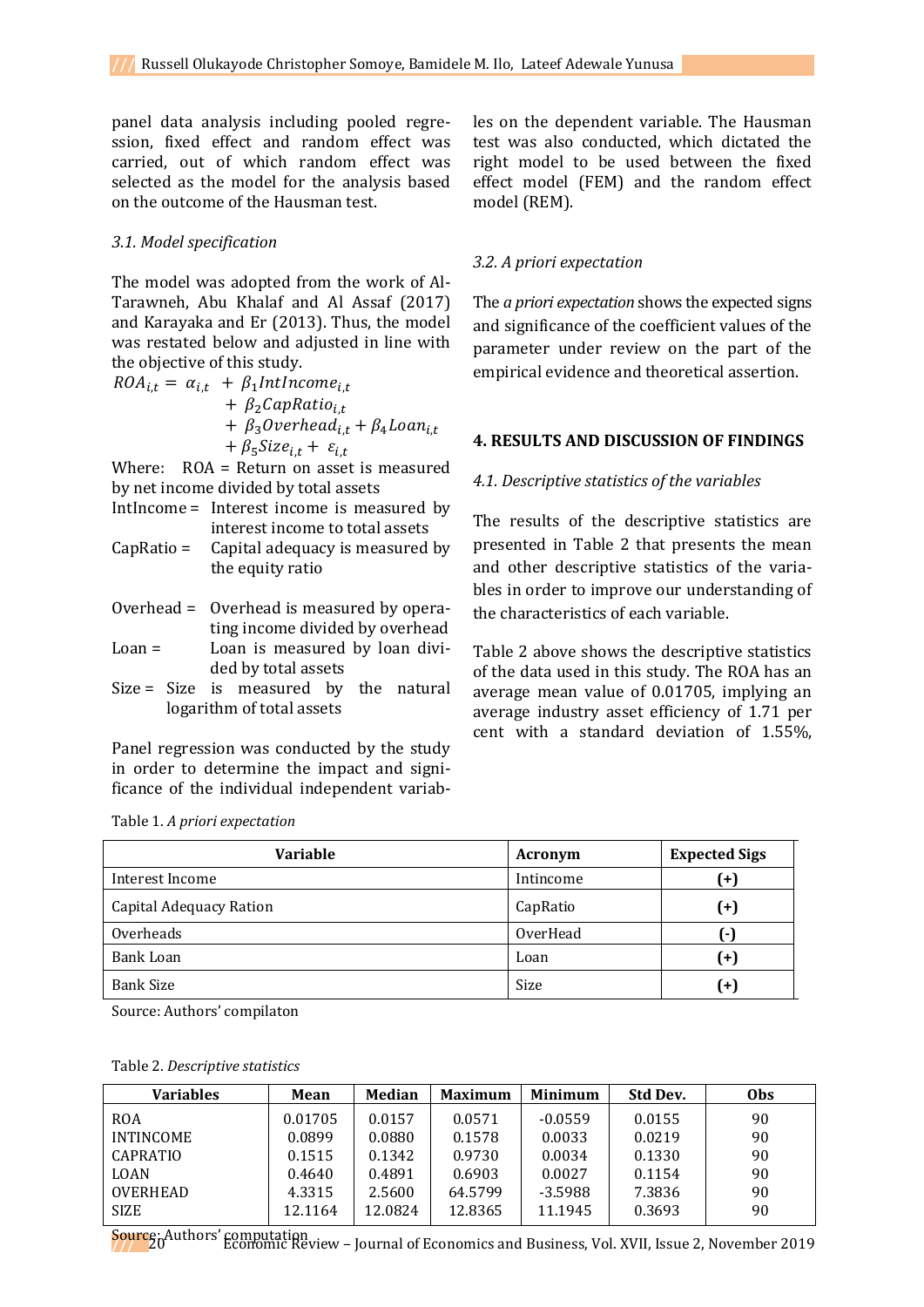panel data analysis including pooled regression, fixed effect and random effect was carried, out of which random effect was selected as the model for the analysis based on the outcome of the Hausman test.

### *3.1. Model specification*

The model was adopted from the work of Al-Tarawneh, Abu Khalaf and Al Assaf (2017) and Karayaka and Er (2013). Thus, the model was restated below and adjusted in line with the objective of this study.

$$ROA_{i,t} = \alpha_{i,t} + \beta_1 IntIncome_{i,t} + \beta_2 CapRatio_{i,t} + \beta_3 Overhead_{i,t} + \beta_4 Loan_{i,t} + \beta_5 Size_{i,t} + \varepsilon_{i,t}$$

Where: ROA = Return on asset is measured by net income divided by total assets

IntIncome = Interest income is measured by interest income to total assets

CapRatio = Capital adequacy is measured by the equity ratio

Overhead = Overhead is measured by operating income divided by overhead

Loan = Loan is measured by loan divided by total assets

Size = Size is measured by the natural logarithm of total assets

Panel regression was conducted by the study in order to determine the impact and significance of the individual independent variables on the dependent variable. The Hausman test was also conducted, which dictated the right model to be used between the fixed effect model (FEM) and the random effect model (REM).

### *3.2. A priori expectation*

The *a priori expectation* shows the expected signs and significance of the coefficient values of the parameter under review on the part of the empirical evidence and theoretical assertion.

## 4. RESULTS AND DISCUSSION OF FINDINGS

### *4.1. Descriptive statistics of the variables*

The results of the descriptive statistics are presented in Table 2 that presents the mean and other descriptive statistics of the variables in order to improve our understanding of the characteristics of each variable.

Table 2 above shows the descriptive statistics of the data used in this study. The ROA has an average mean value of 0.01705, implying an average industry asset efficiency of 1.71 per cent with a standard deviation of 1.55%,

Table 1. *A priori expectation*

| Variable | Acronym | Expected Sigs |
|---|---|---|
| Interest Income | Intincome | **(+)** |
| Capital Adequacy Ration | CapRatio | **(+)** |
| Overheads | OverHead | **(-)** |
| Bank Loan | Loan | **(+)** |
| Bank Size | Size | **(+)** |

Source: Authors' compilaton

Table 2. *Descriptive statistics*

| Variables | Mean | Median | Maximum | Minimum | Std Dev. | Obs |
|---|---|---|---|---|---|---|
| ROA | 0.01705 | 0.0157 | 0.0571 | -0.0559 | 0.0155 | 90 |
| INTINCOME | 0.0899 | 0.0880 | 0.1578 | 0.0033 | 0.0219 | 90 |
| CAPRATIO | 0.1515 | 0.1342 | 0.9730 | 0.0034 | 0.1330 | 90 |
| LOAN | 0.4640 | 0.4891 | 0.6903 | 0.0027 | 0.1154 | 90 |
| OVERHEAD | 4.3315 | 2.5600 | 64.5799 | -3.5988 | 7.3836 | 90 |
| SIZE | 12.1164 | 12.0824 | 12.8365 | 11.1945 | 0.3693 | 90 |

Source: Authors' computation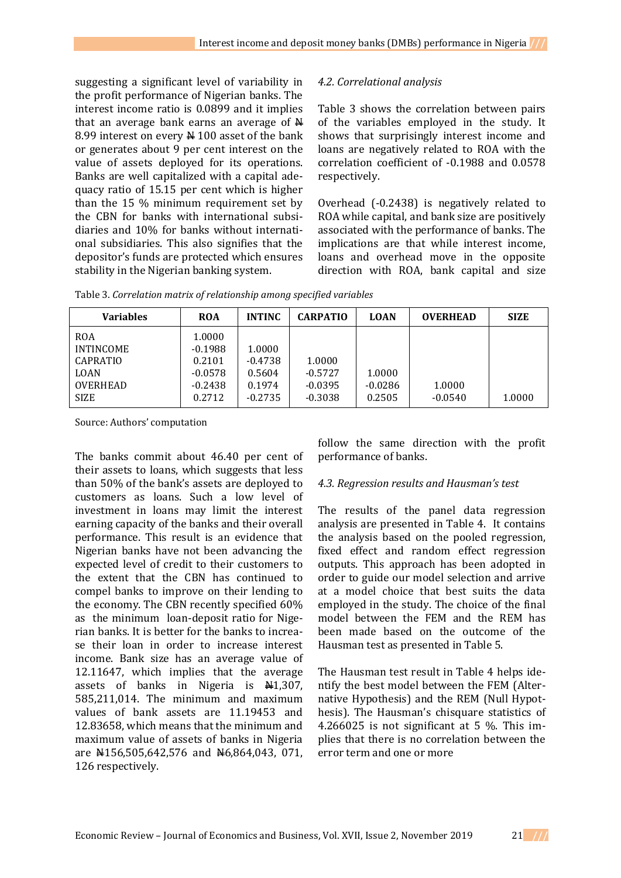suggesting a significant level of variability in the profit performance of Nigerian banks. The interest income ratio is 0.0899 and it implies that an average bank earns an average of ₦ 8.99 interest on every ₦ 100 asset of the bank or generates about 9 per cent interest on the value of assets deployed for its operations. Banks are well capitalized with a capital adequacy ratio of 15.15 per cent which is higher than the 15 % minimum requirement set by the CBN for banks with international subsidiaries and 10% for banks without international subsidiaries. This also signifies that the depositor's funds are protected which ensures stability in the Nigerian banking system.

The banks commit about 46.40 per cent of their assets to loans, which suggests that less than 50% of the bank's assets are deployed to customers as loans. Such a low level of investment in loans may limit the interest earning capacity of the banks and their overall performance. This result is an evidence that Nigerian banks have not been advancing the expected level of credit to their customers to the extent that the CBN has continued to compel banks to improve on their lending to the economy. The CBN recently specified 60% as the minimum loan-deposit ratio for Nigerian banks. It is better for the banks to increase their loan in order to increase interest income. Bank size has an average value of 12.11647, which implies that the average assets of banks in Nigeria is ₦1,307, 585,211,014. The minimum and maximum values of bank assets are 11.19453 and 12.83658, which means that the minimum and maximum value of assets of banks in Nigeria are ₦156,505,642,576 and ₦6,864,043, 071, 126 respectively.

### *4.2. Correlational analysis*

Table 3 shows the correlation between pairs of the variables employed in the study. It shows that surprisingly interest income and loans are negatively related to ROA with the correlation coefficient of -0.1988 and 0.0578 respectively.

Overhead (-0.2438) is negatively related to ROA while capital, and bank size are positively associated with the performance of banks. The implications are that while interest income, loans and overhead move in the opposite direction with ROA, bank capital and size follow the same direction with the profit performance of banks.

Table 3. *Correlation matrix of relationship among specified variables*

| Variables | ROA | INTINC | CARPATIO | LOAN | OVERHEAD | SIZE |
|---|---|---|---|---|---|---|
| ROA | 1.0000 | | | | | |
| INTINCOME | -0.1988 | 1.0000 | | | | |
| CAPRATIO | 0.2101 | -0.4738 | 1.0000 | | | |
| LOAN | -0.0578 | 0.5604 | -0.5727 | 1.0000 | | |
| OVERHEAD | -0.2438 | 0.1974 | -0.0395 | -0.0286 | 1.0000 | |
| SIZE | 0.2712 | -0.2735 | -0.3038 | 0.2505 | -0.0540 | 1.0000 |

Source: Authors' computation

### *4.3. Regression results and Hausman's test*

The results of the panel data regression analysis are presented in Table 4. It contains the analysis based on the pooled regression, fixed effect and random effect regression outputs. This approach has been adopted in order to guide our model selection and arrive at a model choice that best suits the data employed in the study. The choice of the final model between the FEM and the REM has been made based on the outcome of the Hausman test as presented in Table 5.

The Hausman test result in Table 4 helps identify the best model between the FEM (Alternative Hypothesis) and the REM (Null Hypothesis). The Hausman's chisquare statistics of 4.266025 is not significant at 5 %. This implies that there is no correlation between the error term and one or more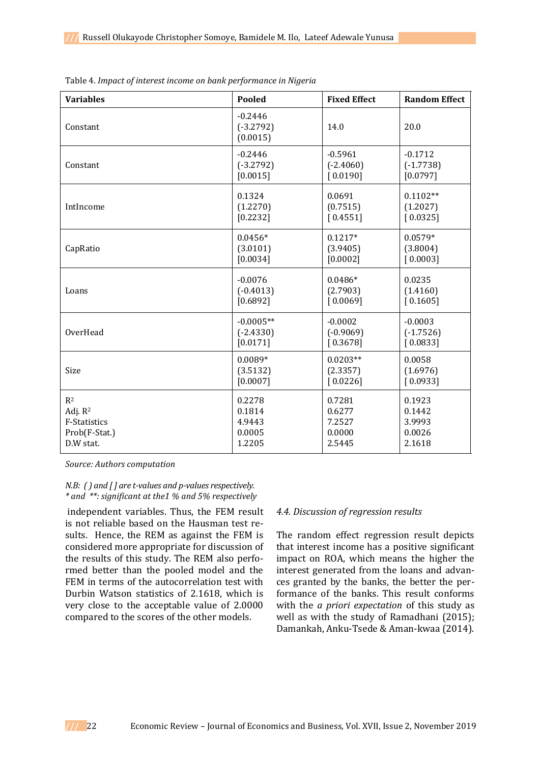Table 4. *Impact of interest income on bank performance in Nigeria*

| Variables | Pooled | Fixed Effect | Random Effect |
|---|---|---|---|
| Constant | -0.2446<br>(-3.2792)<br>(0.0015) | 14.0 | 20.0 |
| Constant | -0.2446<br>(-3.2792)<br>[0.0015] | -0.5961<br>(-2.4060)<br>[ 0.0190] | -0.1712<br>(-1.7738)<br>[0.0797] |
| IntIncome | 0.1324<br>(1.2270)<br>[0.2232] | 0.0691<br>(0.7515)<br>[ 0.4551] | 0.1102**<br>(1.2027)<br>[ 0.0325] |
| CapRatio | 0.0456*<br>(3.0101)<br>[0.0034] | 0.1217*<br>(3.9405)<br>[0.0002] | 0.0579*<br>(3.8004)<br>[ 0.0003] |
| Loans | -0.0076<br>(-0.4013)<br>[0.6892] | 0.0486*<br>(2.7903)<br>[ 0.0069] | 0.0235<br>(1.4160)<br>[ 0.1605] |
| OverHead | -0.0005**<br>(-2.4330)<br>[0.0171] | -0.0002<br>(-0.9069)<br>[ 0.3678] | -0.0003<br>(-1.7526)<br>[ 0.0833] |
| Size | 0.0089*<br>(3.5132)<br>[0.0007] | 0.0203**<br>(2.3357)<br>[ 0.0226] | 0.0058<br>(1.6976)<br>[ 0.0933] |
| $R^2$<br>Adj. $R^2$<br>F-Statistics<br>Prob(F-Stat.)<br>D.W stat. | 0.2278<br>0.1814<br>4.9443<br>0.0005<br>1.2205 | 0.7281<br>0.6277<br>7.2527<br>0.0000<br>2.5445 | 0.1923<br>0.1442<br>3.9993<br>0.0026<br>2.1618 |

*Source: Authors computation*

*N.B: ( ) and [ ] are t-values and p-values respectively.*
*\* and \*\*: significant at the1 % and 5% respectively*

independent variables. Thus, the FEM result is not reliable based on the Hausman test results. Hence, the REM as against the FEM is considered more appropriate for discussion of the results of this study. The REM also performed better than the pooled model and the FEM in terms of the autocorrelation test with Durbin Watson statistics of 2.1618, which is very close to the acceptable value of 2.0000 compared to the scores of the other models.

### *4.4. Discussion of regression results*

The random effect regression result depicts that interest income has a positive significant impact on ROA, which means the higher the interest generated from the loans and advances granted by the banks, the better the performance of the banks. This result conforms with the *a priori expectation* of this study as well as with the study of Ramadhani (2015); Damankah, Anku-Tsede & Aman-kwaa (2014).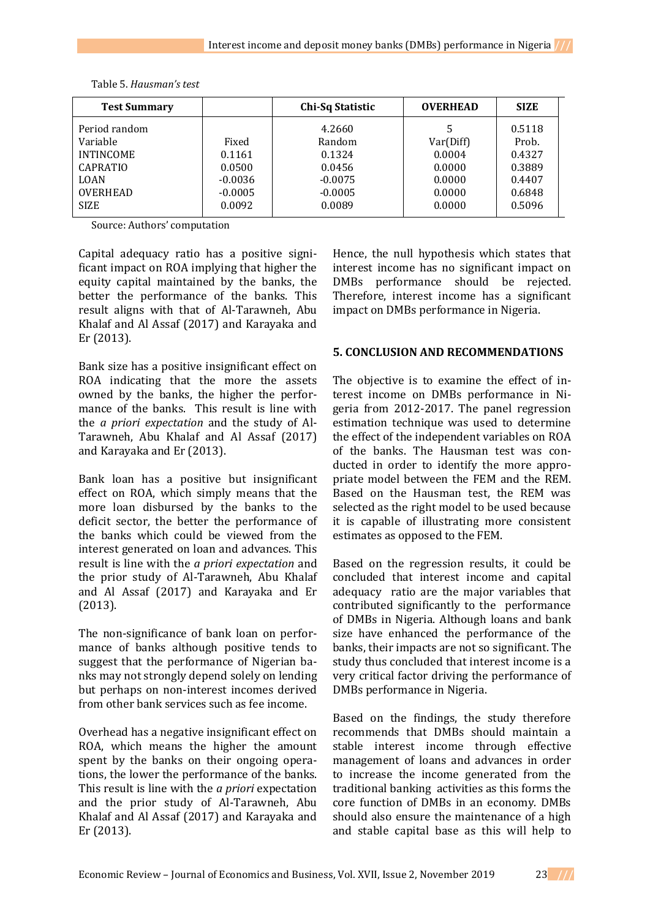Table 5. *Hausman's test*

| Test Summary | | Chi-Sq Statistic | OVERHEAD | SIZE |
|---|---|---|---|---|
| Period random | | 4.2660 | 5 | 0.5118 |
| Variable | Fixed | Random | Var(Diff) | Prob. |
| INTINCOME | 0.1161 | 0.1324 | 0.0004 | 0.4327 |
| CAPRATIO | 0.0500 | 0.0456 | 0.0000 | 0.3889 |
| LOAN | -0.0036 | -0.0075 | 0.0000 | 0.4407 |
| OVERHEAD | -0.0005 | -0.0005 | 0.0000 | 0.6848 |
| SIZE | 0.0092 | 0.0089 | 0.0000 | 0.5096 |

Source: Authors' computation

Capital adequacy ratio has a positive significant impact on ROA implying that higher the equity capital maintained by the banks, the better the performance of the banks. This result aligns with that of Al-Tarawneh, Abu Khalaf and Al Assaf (2017) and Karayaka and Er (2013).

Bank size has a positive insignificant effect on ROA indicating that the more the assets owned by the banks, the higher the performance of the banks. This result is line with the *a priori expectation* and the study of Al-Tarawneh, Abu Khalaf and Al Assaf (2017) and Karayaka and Er (2013).

Bank loan has a positive but insignificant effect on ROA, which simply means that the more loan disbursed by the banks to the deficit sector, the better the performance of the banks which could be viewed from the interest generated on loan and advances. This result is line with the *a priori expectation* and the prior study of Al-Tarawneh, Abu Khalaf and Al Assaf (2017) and Karayaka and Er (2013).

The non-significance of bank loan on performance of banks although positive tends to suggest that the performance of Nigerian banks may not strongly depend solely on lending but perhaps on non-interest incomes derived from other bank services such as fee income.

Overhead has a negative insignificant effect on ROA, which means the higher the amount spent by the banks on their ongoing operations, the lower the performance of the banks. This result is line with the *a priori* expectation and the prior study of Al-Tarawneh, Abu Khalaf and Al Assaf (2017) and Karayaka and Er (2013).

Hence, the null hypothesis which states that interest income has no significant impact on DMBs performance should be rejected. Therefore, interest income has a significant impact on DMBs performance in Nigeria.

## 5. CONCLUSION AND RECOMMENDATIONS

The objective is to examine the effect of interest income on DMBs performance in Nigeria from 2012-2017. The panel regression estimation technique was used to determine the effect of the independent variables on ROA of the banks. The Hausman test was conducted in order to identify the more appropriate model between the FEM and the REM. Based on the Hausman test, the REM was selected as the right model to be used because it is capable of illustrating more consistent estimates as opposed to the FEM.

Based on the regression results, it could be concluded that interest income and capital adequacy ratio are the major variables that contributed significantly to the performance of DMBs in Nigeria. Although loans and bank size have enhanced the performance of the banks, their impacts are not so significant. The study thus concluded that interest income is a very critical factor driving the performance of DMBs performance in Nigeria.

Based on the findings, the study therefore recommends that DMBs should maintain a stable interest income through effective management of loans and advances in order to increase the income generated from the traditional banking activities as this forms the core function of DMBs in an economy. DMBs should also ensure the maintenance of a high and stable capital base as this will help to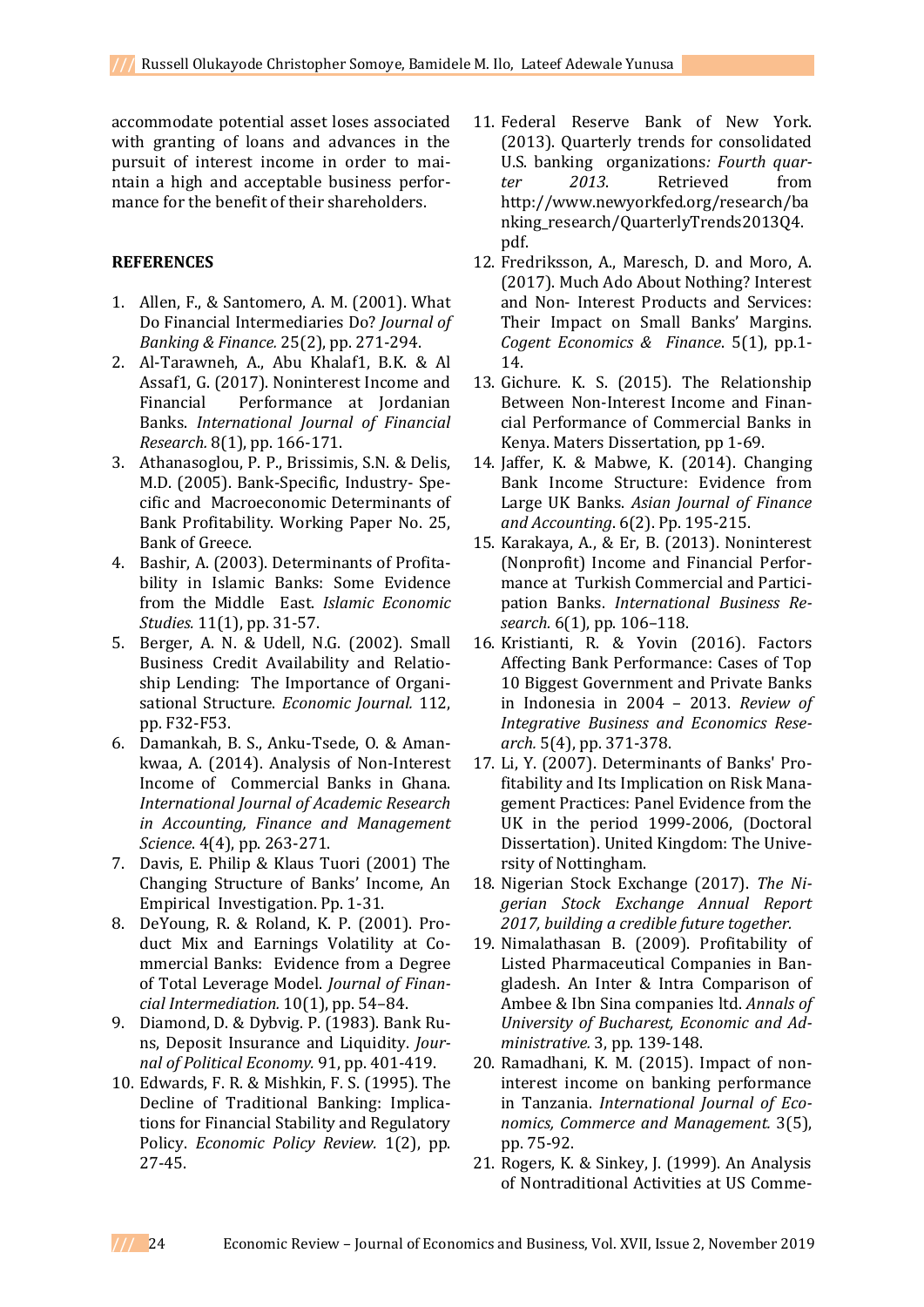accommodate potential asset loses associated with granting of loans and advances in the pursuit of interest income in order to maintain a high and acceptable business performance for the benefit of their shareholders.

## REFERENCES

1. Allen, F., & Santomero, A. M. (2001). What Do Financial Intermediaries Do? *Journal of Banking & Finance.* 25(2), pp. 271-294.
2. Al-Tarawneh, A., Abu Khalaf1, B.K. & Al Assaf1, G. (2017). Noninterest Income and Financial Performance at Jordanian Banks. *International Journal of Financial Research.* 8(1), pp. 166-171.
3. Athanasoglou, P. P., Brissimis, S.N. & Delis, M.D. (2005). Bank-Specific, Industry- Specific and Macroeconomic Determinants of Bank Profitability. Working Paper No. 25, Bank of Greece.
4. Bashir, A. (2003). Determinants of Profitability in Islamic Banks: Some Evidence from the Middle East. *Islamic Economic Studies.* 11(1), pp. 31-57.
5. Berger, A. N. & Udell, N.G. (2002). Small Business Credit Availability and Relationship Lending: The Importance of Organisational Structure. *Economic Journal.* 112, pp. F32-F53.
6. Damankah, B. S., Anku-Tsede, O. & Amankwaa, A. (2014). Analysis of Non-Interest Income of Commercial Banks in Ghana. *International Journal of Academic Research in Accounting, Finance and Management Science*. 4(4), pp. 263-271.
7. Davis, E. Philip & Klaus Tuori (2001) The Changing Structure of Banks' Income, An Empirical Investigation. Pp. 1-31.
8. DeYoung, R. & Roland, K. P. (2001). Product Mix and Earnings Volatility at Commercial Banks: Evidence from a Degree of Total Leverage Model. *Journal of Financial Intermediation.* 10(1), pp. 54–84.
9. Diamond, D. & Dybvig. P. (1983). Bank Runs, Deposit Insurance and Liquidity. *Journal of Political Economy.* 91, pp. 401-419.
10. Edwards, F. R. & Mishkin, F. S. (1995). The Decline of Traditional Banking: Implications for Financial Stability and Regulatory Policy. *Economic Policy Review.* 1(2), pp. 27-45.
11. Federal Reserve Bank of New York. (2013). Quarterly trends for consolidated U.S. banking organizations*: Fourth quarter 2013*. Retrieved from http://www.newyorkfed.org/research/banking_research/QuarterlyTrends2013Q4.pdf.
12. Fredriksson, A., Maresch, D. and Moro, A. (2017). Much Ado About Nothing? Interest and Non- Interest Products and Services: Their Impact on Small Banks' Margins. *Cogent Economics & Finance*. 5(1), pp.1-14.
13. Gichure. K. S. (2015). The Relationship Between Non-Interest Income and Financial Performance of Commercial Banks in Kenya. Maters Dissertation, pp 1-69.
14. Jaffer, K. & Mabwe, K. (2014). Changing Bank Income Structure: Evidence from Large UK Banks. *Asian Journal of Finance and Accounting*. 6(2). Pp. 195-215.
15. Karakaya, A., & Er, B. (2013). Noninterest (Nonprofit) Income and Financial Performance at Turkish Commercial and Participation Banks. *International Business Research.* 6(1), pp. 106–118.
16. Kristianti, R. & Yovin (2016). Factors Affecting Bank Performance: Cases of Top 10 Biggest Government and Private Banks in Indonesia in 2004 – 2013. *Review of Integrative Business and Economics Research.* 5(4), pp. 371-378.
17. Li, Y. (2007). Determinants of Banks' Profitability and Its Implication on Risk Management Practices: Panel Evidence from the UK in the period 1999-2006, (Doctoral Dissertation). United Kingdom: The University of Nottingham.
18. Nigerian Stock Exchange (2017). *The Nigerian Stock Exchange Annual Report 2017, building a credible future together.*
19. Nimalathasan B. (2009). Profitability of Listed Pharmaceutical Companies in Bangladesh. An Inter & Intra Comparison of Ambee & Ibn Sina companies ltd. *Annals of University of Bucharest, Economic and Administrative.* 3, pp. 139-148.
20. Ramadhani, K. M. (2015). Impact of non-interest income on banking performance in Tanzania. *International Journal of Economics, Commerce and Management.* 3(5), pp. 75-92.
21. Rogers, K. & Sinkey, J. (1999). An Analysis of Nontraditional Activities at US Comme-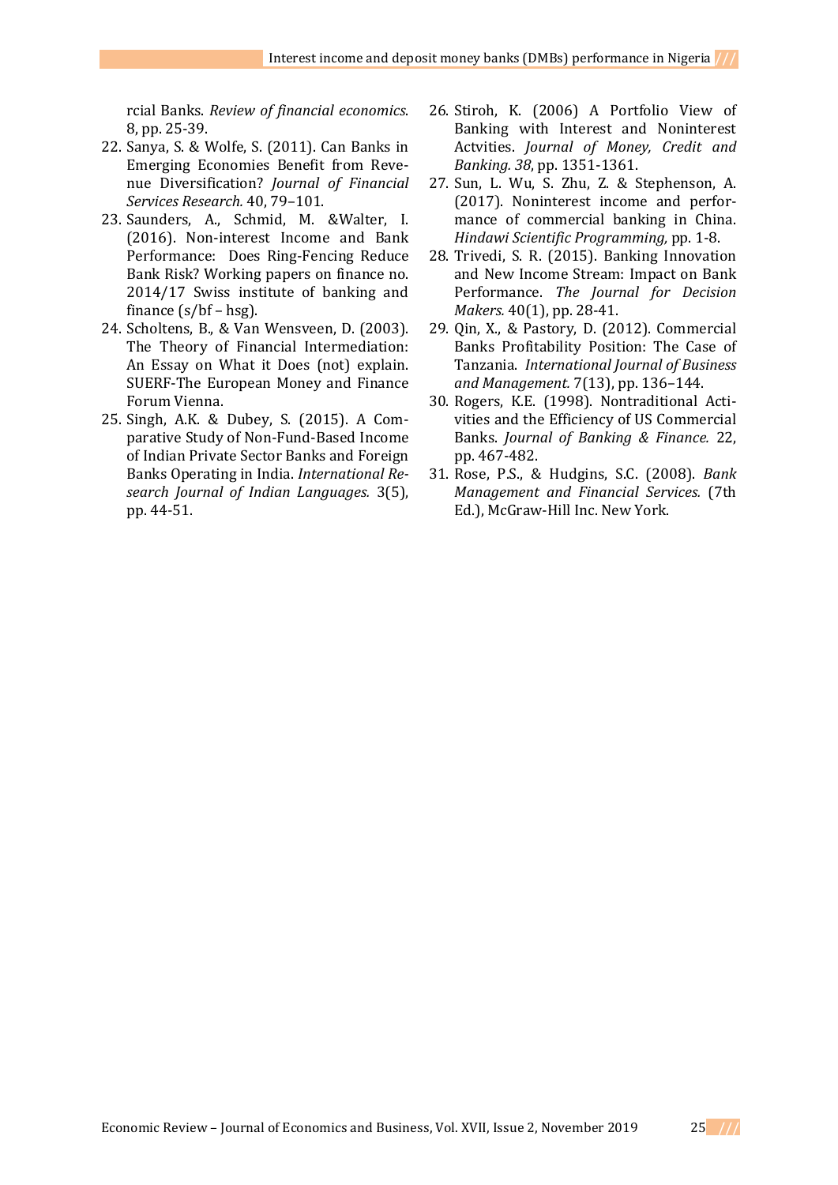rcial Banks. *Review of financial economics*. 8, pp. 25-39.

22. Sanya, S. & Wolfe, S. (2011). Can Banks in Emerging Economies Benefit from Revenue Diversification? *Journal of Financial Services Research.* 40, 79–101.
23. Saunders, A., Schmid, M. &Walter, I. (2016). Non-interest Income and Bank Performance: Does Ring-Fencing Reduce Bank Risk? Working papers on finance no. 2014/17 Swiss institute of banking and finance (s/bf – hsg).
24. Scholtens, B., & Van Wensveen, D. (2003). The Theory of Financial Intermediation: An Essay on What it Does (not) explain. SUERF-The European Money and Finance Forum Vienna.
25. Singh, A.K. & Dubey, S. (2015). A Comparative Study of Non-Fund-Based Income of Indian Private Sector Banks and Foreign Banks Operating in India. *International Research Journal of Indian Languages.* 3(5), pp. 44-51.
26. Stiroh, K. (2006) A Portfolio View of Banking with Interest and Noninterest Actvities. *Journal of Money, Credit and Banking. 38*, pp. 1351-1361.
27. Sun, L. Wu, S. Zhu, Z. & Stephenson, A. (2017). Noninterest income and performance of commercial banking in China. *Hindawi Scientific Programming,* pp. 1-8.
28. Trivedi, S. R. (2015). Banking Innovation and New Income Stream: Impact on Bank Performance. *The Journal for Decision Makers.* 40(1), pp. 28-41.
29. Qin, X., & Pastory, D. (2012). Commercial Banks Profitability Position: The Case of Tanzania. *International Journal of Business and Management.* 7(13), pp. 136–144.
30. Rogers, K.E. (1998). Nontraditional Activities and the Efficiency of US Commercial Banks. *Journal of Banking & Finance.* 22, pp. 467-482.
31. Rose, P.S., & Hudgins, S.C. (2008). *Bank Management and Financial Services.* (7th Ed.), McGraw-Hill Inc. New York.